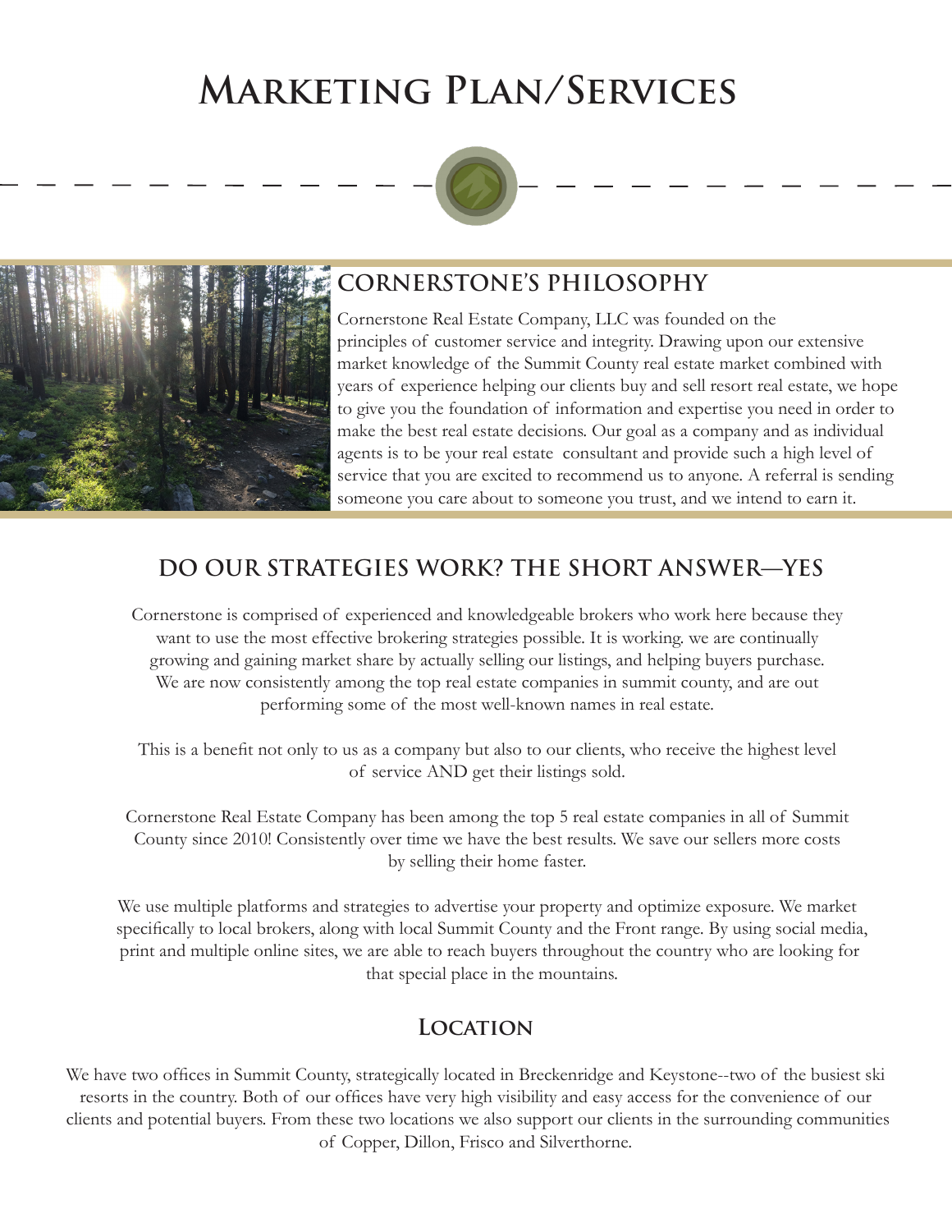# Marketing Plan/Services

## CORNERSTONE'S PHILOSOPHY

Cornerstone Real Estate Company, LLC was founded on the principles of customer service and integrity. Drawing upon our extensive market knowledge of the Summit County real estate market combined with years of experience helping our clients buy and sell resort real estate, we hope to give you the foundation of information and expertise you need in order to make the best real estate decisions. Our goal as a company and as individual agents is to be your real estate consultant and provide such a high level of service that you are excited to recommend us to anyone. A referral is sending someone you care about to someone you trust, and we intend to earn it.

## DO OUR STRATEGIES WORK? THE SHORT ANSWER—YES

Cornerstone is comprised of experienced and knowledgeable brokers who work here because they want to use the most effective brokering strategies possible. It is working. we are continually growing and gaining market share by actually selling our listings, and helping buyers purchase. We are now consistently among the top real estate companies in summit county, and are out performing some of the most well-known names in real estate.

This is a benefit not only to us as a company but also to our clients, who receive the highest level of service AND get their listings sold.

Cornerstone Real Estate Company has been among the top 5 real estate companies in all of Summit County since 2010! Consistently over time we have the best results. We save our sellers more costs by selling their home faster.

We use multiple platforms and strategies to advertise your property and optimize exposure. We market specifically to local brokers, along with local Summit County and the Front range. By using social media, print and multiple online sites, we are able to reach buyers throughout the country who are looking for that special place in the mountains.

## Location

We have two offices in Summit County, strategically located in Breckenridge and Keystone--two of the busiest ski resorts in the country. Both of our offices have very high visibility and easy access for the convenience of our clients and potential buyers. From these two locations we also support our clients in the surrounding communities of Copper, Dillon, Frisco and Silverthorne.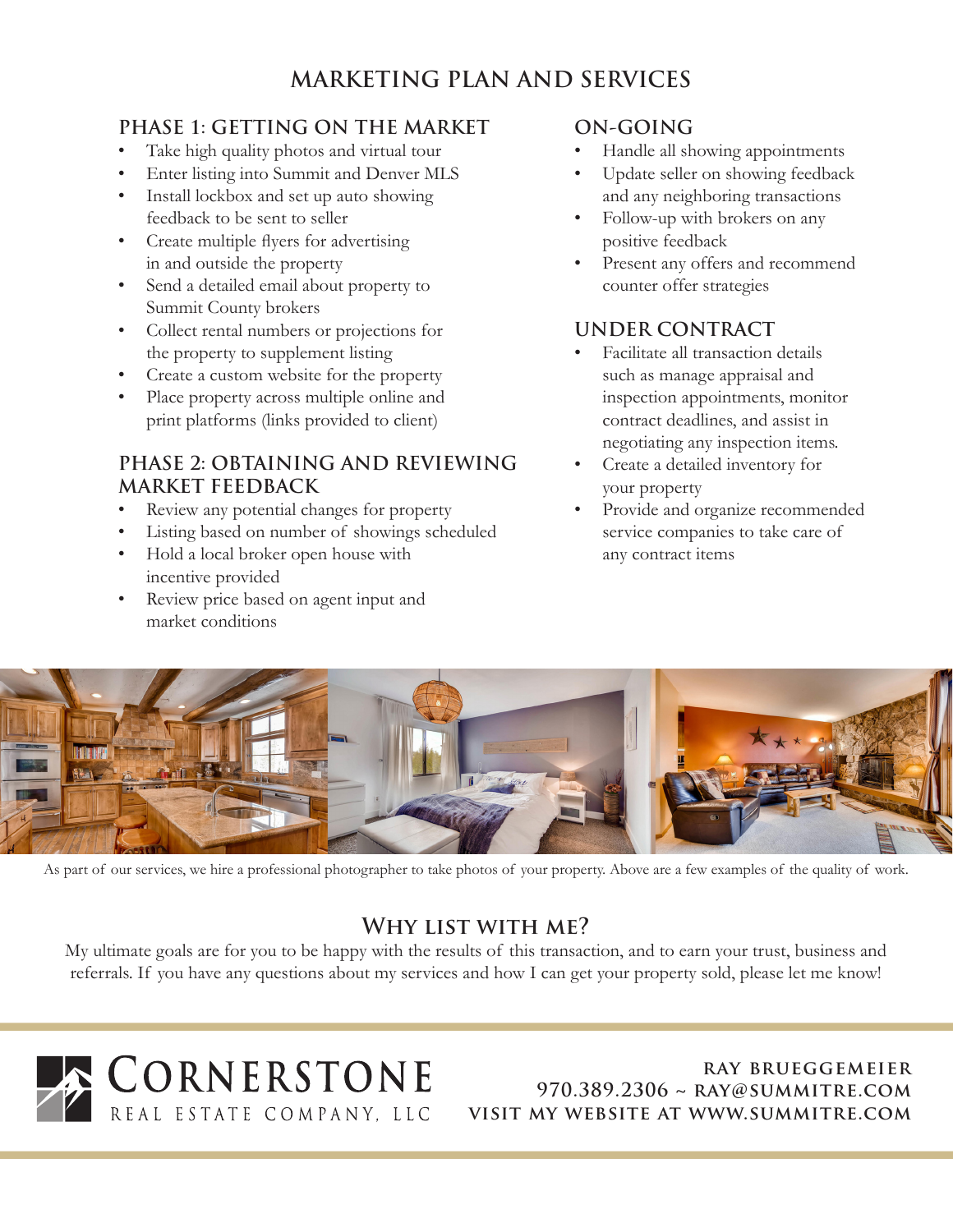# MARKETING PLAN AND SERVICES

## PHASE 1: GETTING ON THE MARKET

- Take high quality photos and virtual tour
- Enter listing into Summit and Denver MLS
- Install lockbox and set up auto showing feedback to be sent to seller
- Create multiple flyers for advertising in and outside the property
- Send a detailed email about property to Summit County brokers
- Collect rental numbers or projections for the property to supplement listing
- Create a custom website for the property
- Place property across multiple online and print platforms (links provided to client)

## PHASE 2: OBTAINING AND REVIEWING MARKET FEEDBACK

- Review any potential changes for property
- Listing based on number of showings scheduled
- Hold a local broker open house with incentive provided
- Review price based on agent input and market conditions

## ON-GOING

- Handle all showing appointments
- Update seller on showing feedback and any neighboring transactions
- Follow-up with brokers on any positive feedback
- Present any offers and recommend counter offer strategies

## UNDER CONTRACT

- Facilitate all transaction details such as manage appraisal and inspection appointments, monitor contract deadlines, and assist in negotiating any inspection items.
- Create a detailed inventory for your property
- Provide and organize recommended service companies to take care of any contract items

As part of our services, we hire a professional photographer to take photos of your property. Above are a few examples of the quality of work.

## WHY LIST WITH ME?

My ultimate goals are for you to be happy with the results of this transaction, and to earn your trust, business and referrals. If you have any questions about my services and how I can get your property sold, please let me know!

CORNERSTONE
REAL ESTATE COMPANY, LLC

**RAY BRUEGGEMEIER**
**970.389.2306 ~ RAY@SUMMITRE.COM**
**VISIT MY WEBSITE AT WWW.SUMMITRE.COM**